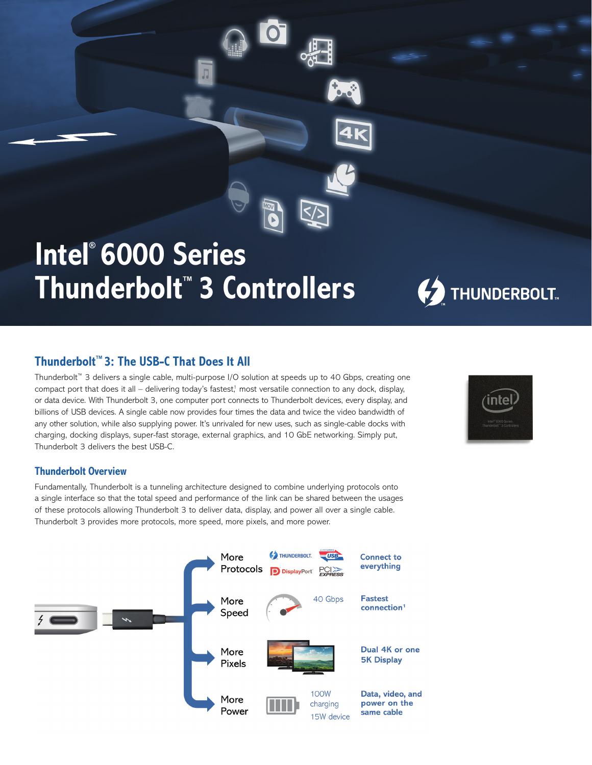# Intel® 6000 Series Thunderbolt™ 3 Controllers

## Thunderbolt™ 3: The USB-C That Does It All

Thunderbolt™ 3 delivers a single cable, multi-purpose I/O solution at speeds up to 40 Gbps, creating one compact port that does it all – delivering today's fastest[1] most versatile connection to any dock, display, or data device. With Thunderbolt 3, one computer port connects to Thunderbolt devices, every display, and billions of USB devices. A single cable now provides four times the data and twice the video bandwidth of any other solution, while also supplying power. It's unrivaled for new uses, such as single-cable docks with charging, docking displays, super-fast storage, external graphics, and 10 GbE networking. Simply put, Thunderbolt 3 delivers the best USB-C.

### Thunderbolt Overview

Fundamentally, Thunderbolt is a tunneling architecture designed to combine underlying protocols onto a single interface so that the total speed and performance of the link can be shared between the usages of these protocols allowing Thunderbolt 3 to deliver data, display, and power all over a single cable. Thunderbolt 3 provides more protocols, more speed, more pixels, and more power.

More Protocols
THUNDERBOLT
USB
DisplayPort
PCI EXPRESS
Connect to everything

More Speed
40 Gbps
Fastest connection[1]

More Pixels
Dual 4K or one 5K Display

More Power
100W charging
15W device
Data, video, and power on the same cable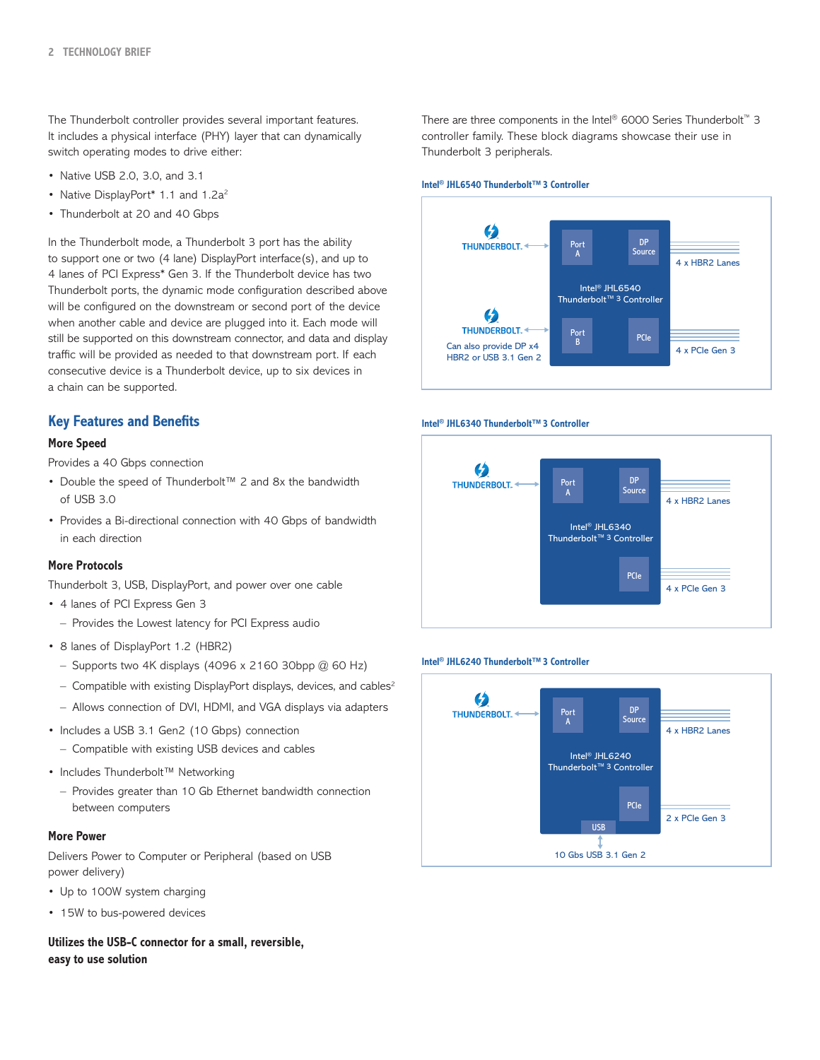The Thunderbolt controller provides several important features. It includes a physical interface (PHY) layer that can dynamically switch operating modes to drive either:

- Native USB 2.0, 3.0, and 3.1
- Native DisplayPort* 1.1 and 1.2a[2]
- Thunderbolt at 20 and 40 Gbps

In the Thunderbolt mode, a Thunderbolt 3 port has the ability to support one or two (4 lane) DisplayPort interface(s), and up to 4 lanes of PCI Express* Gen 3. If the Thunderbolt device has two Thunderbolt ports, the dynamic mode configuration described above will be configured on the downstream or second port of the device when another cable and device are plugged into it. Each mode will still be supported on this downstream connector, and data and display traffic will be provided as needed to that downstream port. If each consecutive device is a Thunderbolt device, up to six devices in a chain can be supported.

## Key Features and Benefits

### More Speed

Provides a 40 Gbps connection

- Double the speed of Thunderbolt™ 2 and 8x the bandwidth of USB 3.0
- Provides a Bi-directional connection with 40 Gbps of bandwidth in each direction

### More Protocols

Thunderbolt 3, USB, DisplayPort, and power over one cable

- 4 lanes of PCI Express Gen 3
  - Provides the Lowest latency for PCI Express audio
- 8 lanes of DisplayPort 1.2 (HBR2)
  - Supports two 4K displays (4096 x 2160 30bpp @ 60 Hz)
  - Compatible with existing DisplayPort displays, devices, and cables[2]
  - Allows connection of DVI, HDMI, and VGA displays via adapters
- Includes a USB 3.1 Gen2 (10 Gbps) connection
  - Compatible with existing USB devices and cables
- Includes Thunderbolt™ Networking
  - Provides greater than 10 Gb Ethernet bandwidth connection between computers

### More Power

Delivers Power to Computer or Peripheral (based on USB power delivery)

- Up to 100W system charging
- 15W to bus-powered devices

**Utilizes the USB-C connector for a small, reversible, easy to use solution**

There are three components in the Intel® 6000 Series Thunderbolt™ 3 controller family. These block diagrams showcase their use in Thunderbolt 3 peripherals.

**Intel® JHL6540 Thunderbolt™ 3 Controller**

THUNDERBOLT.
Port A
DP Source
4 x HBR2 Lanes
Intel® JHL6540 Thunderbolt™ 3 Controller
THUNDERBOLT.
Port B
PCIe
4 x PCIe Gen 3
Can also provide DP x4 HBR2 or USB 3.1 Gen 2

**Intel® JHL6340 Thunderbolt™ 3 Controller**

THUNDERBOLT.
Port A
DP Source
4 x HBR2 Lanes
Intel® JHL6340 Thunderbolt™ 3 Controller
PCIe
4 x PCIe Gen 3

**Intel® JHL6240 Thunderbolt™ 3 Controller**

THUNDERBOLT.
Port A
DP Source
4 x HBR2 Lanes
Intel® JHL6240 Thunderbolt™ 3 Controller
PCIe
2 x PCIe Gen 3
USB
10 Gbs USB 3.1 Gen 2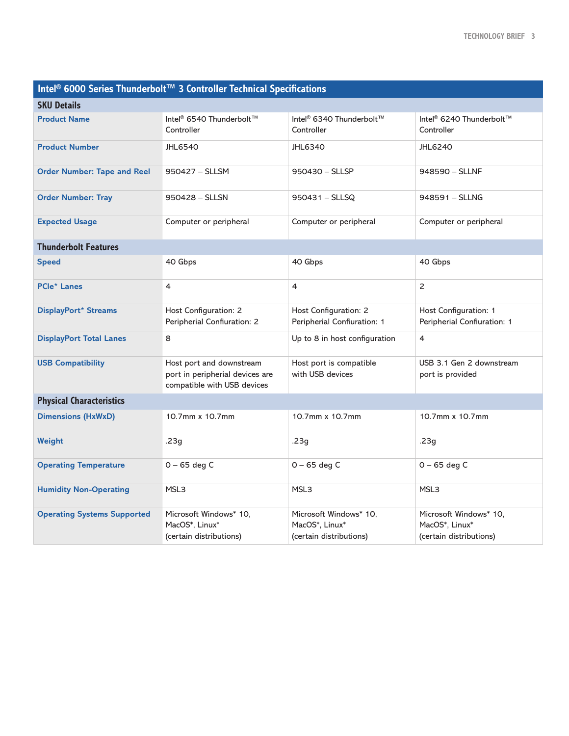## Intel® 6000 Series Thunderbolt™ 3 Controller Technical Specifications

| | | | |
|---|---|---|---|
| **SKU Details** | | | |
| **Product Name** | Intel® 6540 Thunderbolt™ Controller | Intel® 6340 Thunderbolt™ Controller | Intel® 6240 Thunderbolt™ Controller |
| **Product Number** | JHL6540 | JHL6340 | JHL6240 |
| **Order Number: Tape and Reel** | 950427 – SLLSM | 950430 – SLLSP | 948590 – SLLNF |
| **Order Number: Tray** | 950428 – SLLSN | 950431 – SLLSQ | 948591 – SLLNG |
| **Expected Usage** | Computer or peripheral | Computer or peripheral | Computer or peripheral |
| **Thunderbolt Features** | | | |
| **Speed** | 40 Gbps | 40 Gbps | 40 Gbps |
| **PCIe* Lanes** | 4 | 4 | 2 |
| **DisplayPort* Streams** | Host Configuration: 2<br>Peripherial Confiuration: 2 | Host Configuration: 2<br>Peripherial Confiuration: 1 | Host Configuration: 1<br>Peripherial Confiuration: 1 |
| **DisplayPort Total Lanes** | 8 | Up to 8 in host configuration | 4 |
| **USB Compatibility** | Host port and downstream port in peripherial devices are compatible with USB devices | Host port is compatible with USB devices | USB 3.1 Gen 2 downstream port is provided |
| **Physical Characteristics** | | | |
| **Dimensions (HxWxD)** | 10.7mm x 10.7mm | 10.7mm x 10.7mm | 10.7mm x 10.7mm |
| **Weight** | .23g | .23g | .23g |
| **Operating Temperature** | 0 – 65 deg C | 0 – 65 deg C | 0 – 65 deg C |
| **Humidity Non-Operating** | MSL3 | MSL3 | MSL3 |
| **Operating Systems Supported** | Microsoft Windows* 10, MacOS*, Linux* (certain distributions) | Microsoft Windows* 10, MacOS*, Linux* (certain distributions) | Microsoft Windows* 10, MacOS*, Linux* (certain distributions) |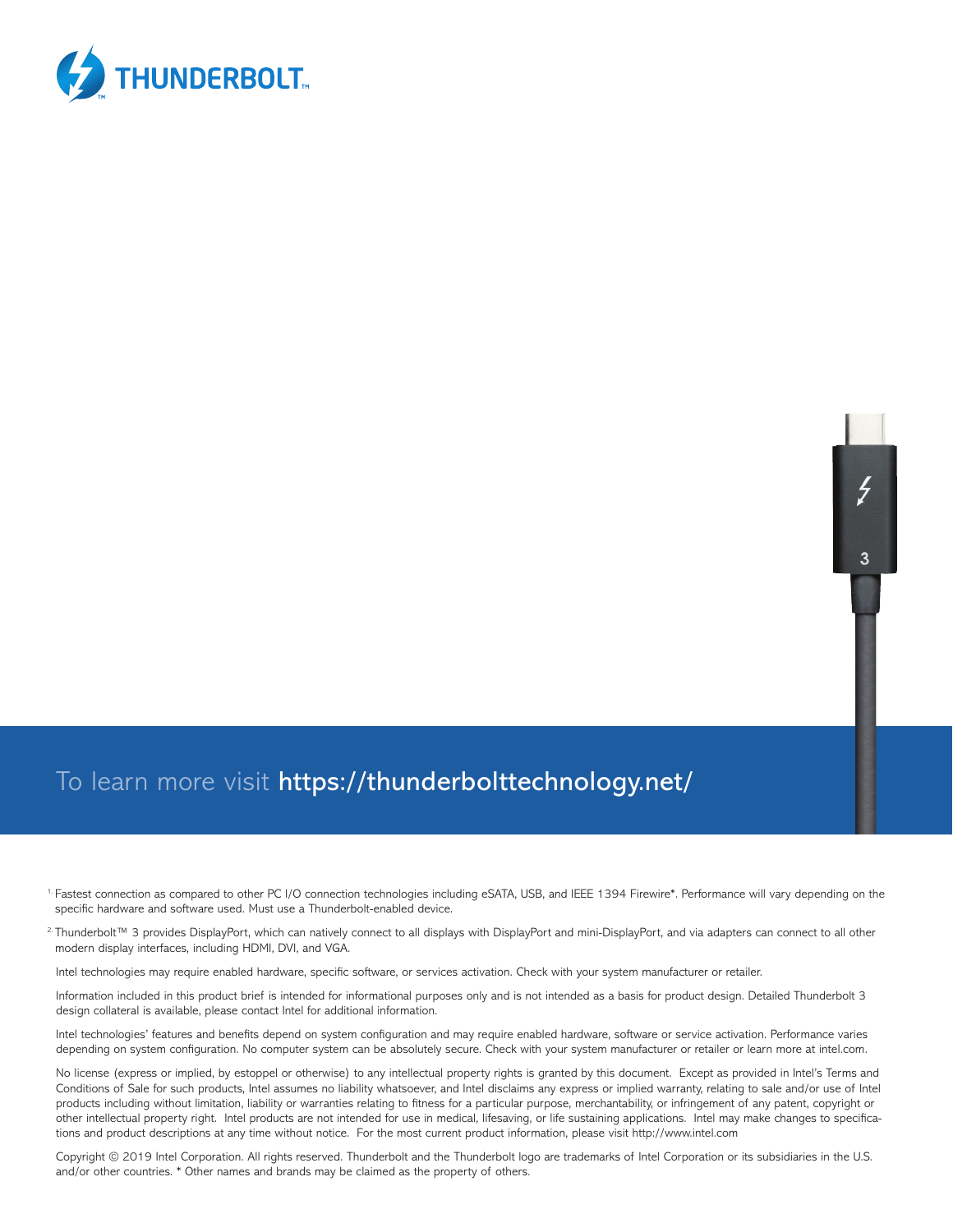THUNDERBOLT™

To learn more visit **https://thunderbolttechnology.net/**

1. Fastest connection as compared to other PC I/O connection technologies including eSATA, USB, and IEEE 1394 Firewire*. Performance will vary depending on the specific hardware and software used. Must use a Thunderbolt-enabled device.

2. Thunderbolt™ 3 provides DisplayPort, which can natively connect to all displays with DisplayPort and mini-DisplayPort, and via adapters can connect to all other modern display interfaces, including HDMI, DVI, and VGA.

Intel technologies may require enabled hardware, specific software, or services activation. Check with your system manufacturer or retailer.

Information included in this product brief is intended for informational purposes only and is not intended as a basis for product design. Detailed Thunderbolt 3 design collateral is available, please contact Intel for additional information.

Intel technologies' features and benefits depend on system configuration and may require enabled hardware, software or service activation. Performance varies depending on system configuration. No computer system can be absolutely secure. Check with your system manufacturer or retailer or learn more at intel.com.

No license (express or implied, by estoppel or otherwise) to any intellectual property rights is granted by this document. Except as provided in Intel's Terms and Conditions of Sale for such products, Intel assumes no liability whatsoever, and Intel disclaims any express or implied warranty, relating to sale and/or use of Intel products including without limitation, liability or warranties relating to fitness for a particular purpose, merchantability, or infringement of any patent, copyright or other intellectual property right. Intel products are not intended for use in medical, lifesaving, or life sustaining applications. Intel may make changes to specifications and product descriptions at any time without notice. For the most current product information, please visit http://www.intel.com

Copyright © 2019 Intel Corporation. All rights reserved. Thunderbolt and the Thunderbolt logo are trademarks of Intel Corporation or its subsidiaries in the U.S. and/or other countries. * Other names and brands may be claimed as the property of others.